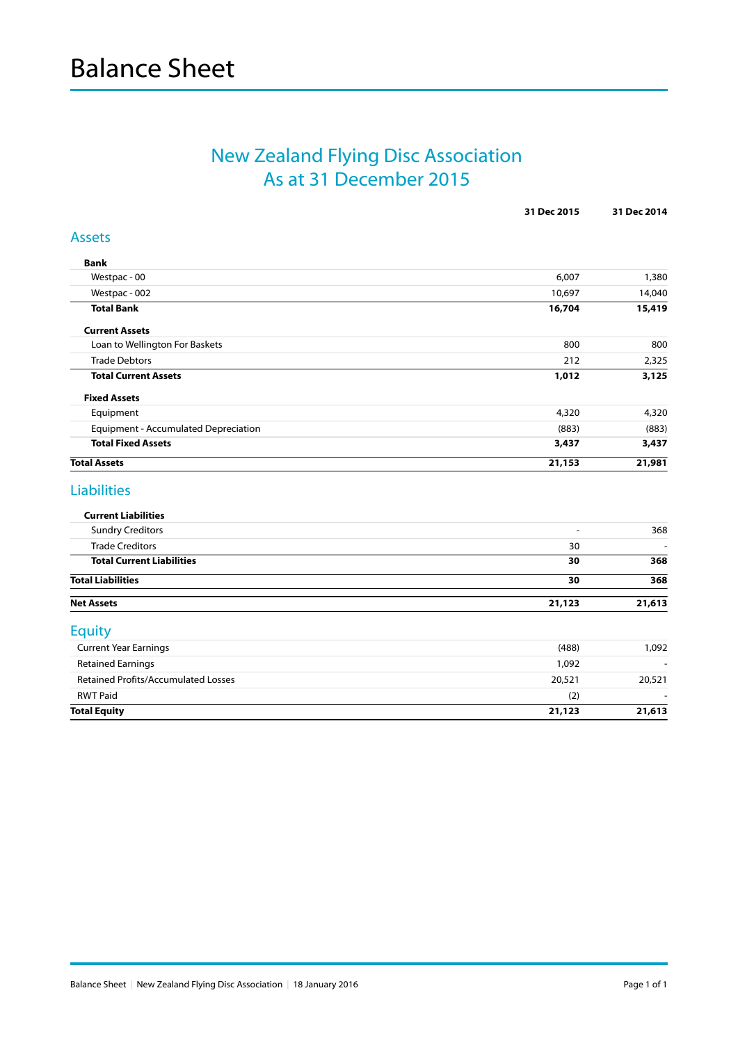# Balance Sheet

## New Zealand Flying Disc Association
## As at 31 December 2015

| | 31 Dec 2015 | 31 Dec 2014 |
|---|---|---|
| **Assets** | | |
| **Bank** | | |
| Westpac - 00 | 6,007 | 1,380 |
| Westpac - 002 | 10,697 | 14,040 |
| **Total Bank** | **16,704** | **15,419** |
| **Current Assets** | | |
| Loan to Wellington For Baskets | 800 | 800 |
| Trade Debtors | 212 | 2,325 |
| **Total Current Assets** | **1,012** | **3,125** |
| **Fixed Assets** | | |
| Equipment | 4,320 | 4,320 |
| Equipment - Accumulated Depreciation | (883) | (883) |
| **Total Fixed Assets** | **3,437** | **3,437** |
| **Total Assets** | **21,153** | **21,981** |
| **Liabilities** | | |
| **Current Liabilities** | | |
| Sundry Creditors | - | 368 |
| Trade Creditors | 30 | - |
| **Total Current Liabilities** | **30** | **368** |
| **Total Liabilities** | **30** | **368** |
| **Net Assets** | **21,123** | **21,613** |
| **Equity** | | |
| Current Year Earnings | (488) | 1,092 |
| Retained Earnings | 1,092 | - |
| Retained Profits/Accumulated Losses | 20,521 | 20,521 |
| RWT Paid | (2) | - |
| **Total Equity** | **21,123** | **21,613** |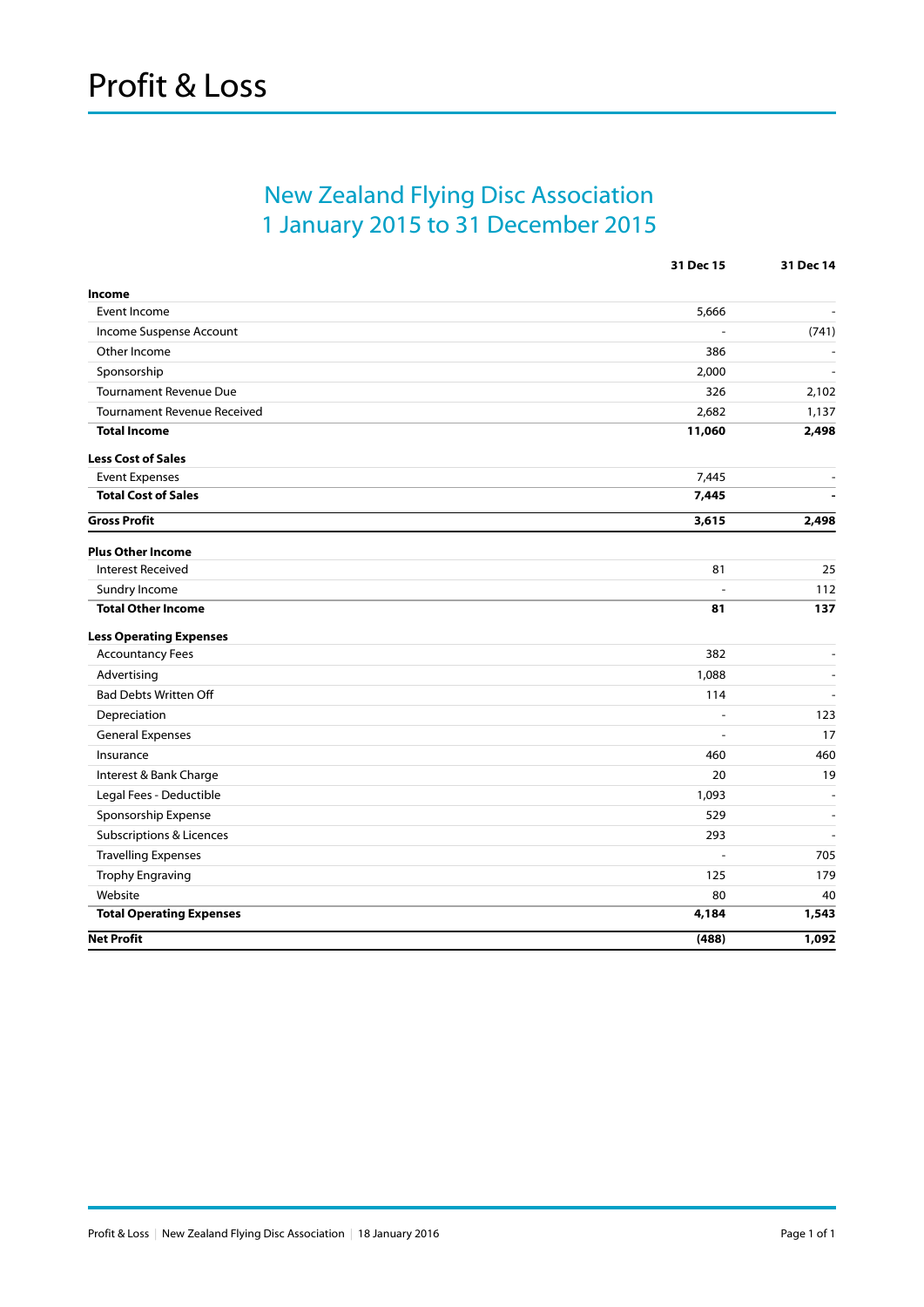# Profit & Loss

## New Zealand Flying Disc Association
## 1 January 2015 to 31 December 2015

| | 31 Dec 15 | 31 Dec 14 |
|---|---|---|
| **Income** | | |
| Event Income | 5,666 | - |
| Income Suspense Account | - | (741) |
| Other Income | 386 | - |
| Sponsorship | 2,000 | - |
| Tournament Revenue Due | 326 | 2,102 |
| Tournament Revenue Received | 2,682 | 1,137 |
| **Total Income** | **11,060** | **2,498** |
| **Less Cost of Sales** | | |
| Event Expenses | 7,445 | - |
| **Total Cost of Sales** | **7,445** | **-** |
| **Gross Profit** | **3,615** | **2,498** |
| **Plus Other Income** | | |
| Interest Received | 81 | 25 |
| Sundry Income | - | 112 |
| **Total Other Income** | **81** | **137** |
| **Less Operating Expenses** | | |
| Accountancy Fees | 382 | - |
| Advertising | 1,088 | - |
| Bad Debts Written Off | 114 | - |
| Depreciation | - | 123 |
| General Expenses | - | 17 |
| Insurance | 460 | 460 |
| Interest & Bank Charge | 20 | 19 |
| Legal Fees - Deductible | 1,093 | - |
| Sponsorship Expense | 529 | - |
| Subscriptions & Licences | 293 | - |
| Travelling Expenses | - | 705 |
| Trophy Engraving | 125 | 179 |
| Website | 80 | 40 |
| **Total Operating Expenses** | **4,184** | **1,543** |
| **Net Profit** | **(488)** | **1,092** |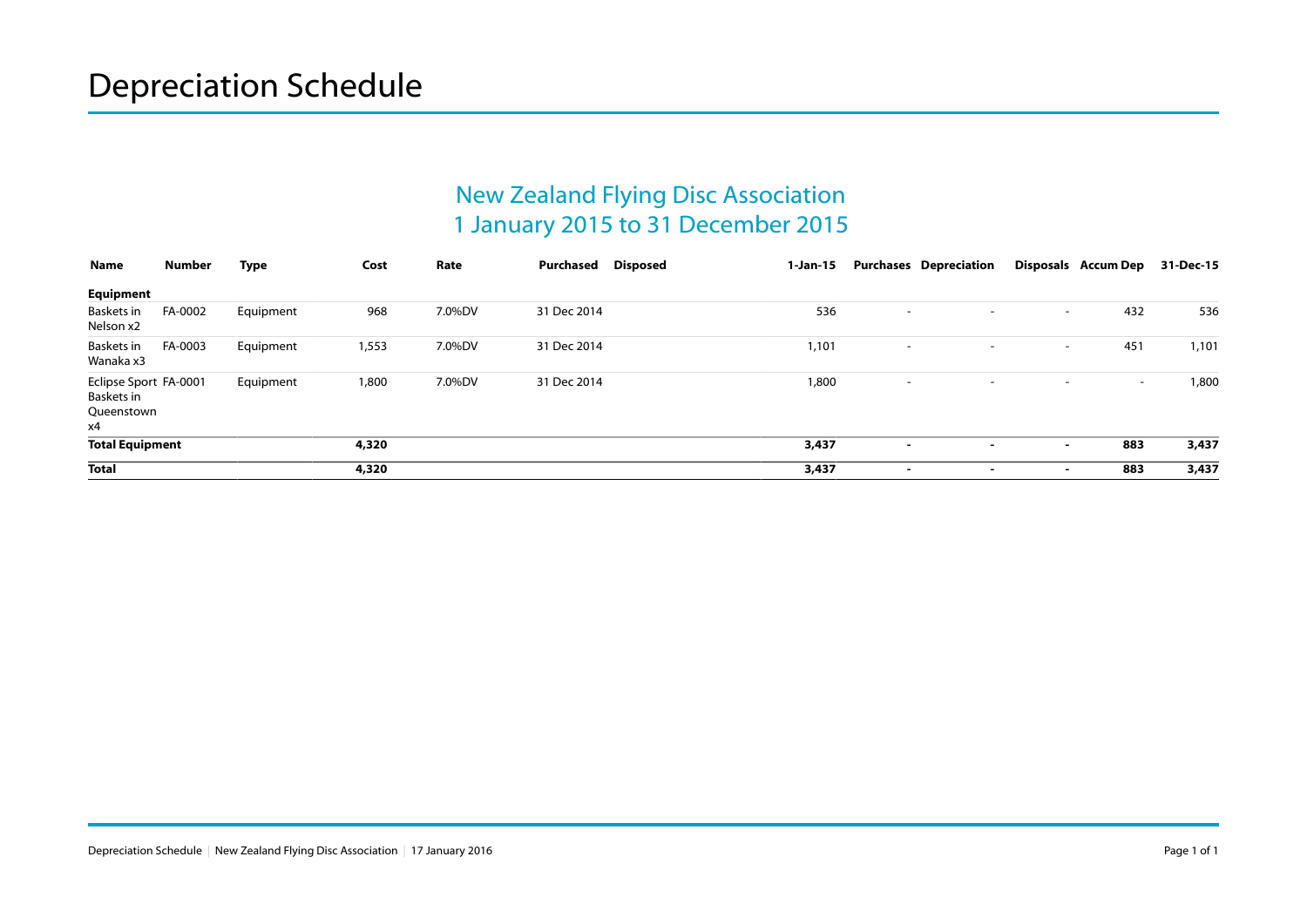# Depreciation Schedule

## New Zealand Flying Disc Association
## 1 January 2015 to 31 December 2015

| Name | Number | Type | Cost | Rate | Purchased | Disposed | 1-Jan-15 | Purchases | Depreciation | Disposals | Accum Dep | 31-Dec-15 |
|---|---|---|---|---|---|---|---|---|---|---|---|---|
| **Equipment** | | | | | | | | | | | | |
| Baskets in Nelson x2 | FA-0002 | Equipment | 968 | 7.0%DV | 31 Dec 2014 | | 536 | - | - | - | 432 | 536 |
| Baskets in Wanaka x3 | FA-0003 | Equipment | 1,553 | 7.0%DV | 31 Dec 2014 | | 1,101 | - | - | - | 451 | 1,101 |
| Eclipse Sport Baskets in Queenstown x4 | FA-0001 | Equipment | 1,800 | 7.0%DV | 31 Dec 2014 | | 1,800 | - | - | - | - | 1,800 |
| **Total Equipment** | | | **4,320** | | | | **3,437** | **-** | **-** | **-** | **883** | **3,437** |
| **Total** | | | **4,320** | | | | **3,437** | **-** | **-** | **-** | **883** | **3,437** |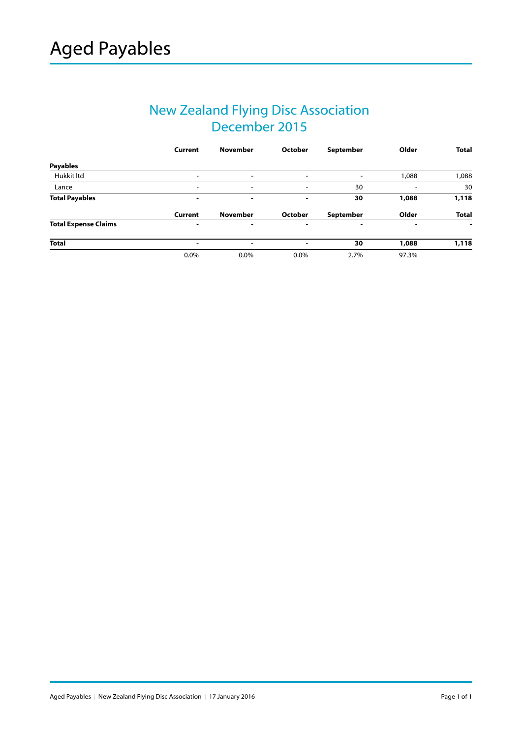# Aged Payables

## New Zealand Flying Disc Association
## December 2015

| | Current | November | October | September | Older | Total |
|---|---|---|---|---|---|---|
| **Payables** | | | | | | |
| Hukkit ltd | - | - | - | - | 1,088 | 1,088 |
| Lance | - | - | - | 30 | - | 30 |
| **Total Payables** | **-** | **-** | **-** | **30** | **1,088** | **1,118** |
| | **Current** | **November** | **October** | **September** | **Older** | **Total** |
| **Total Expense Claims** | **-** | **-** | **-** | **-** | **-** | **-** |
| **Total** | **-** | **-** | **-** | **30** | **1,088** | **1,118** |
| | 0.0% | 0.0% | 0.0% | 2.7% | 97.3% | |